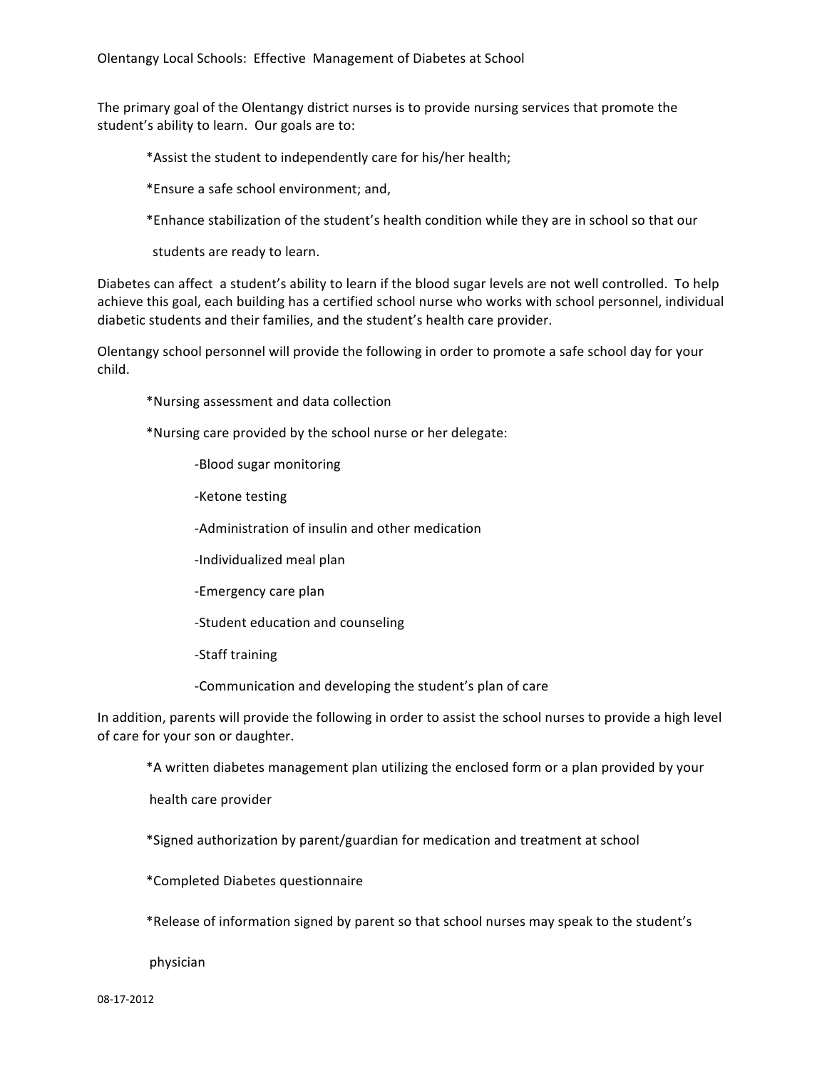# Olentangy Local Schools: Effective Management of Diabetes at School

The primary goal of the Olentangy district nurses is to provide nursing services that promote the student's ability to learn. Our goals are to:

- *Assist the student to independently care for his/her health;
- *Ensure a safe school environment; and,
- *Enhance stabilization of the student's health condition while they are in school so that our students are ready to learn.

Diabetes can affect a student's ability to learn if the blood sugar levels are not well controlled. To help achieve this goal, each building has a certified school nurse who works with school personnel, individual diabetic students and their families, and the student's health care provider.

Olentangy school personnel will provide the following in order to promote a safe school day for your child.

- *Nursing assessment and data collection
- *Nursing care provided by the school nurse or her delegate:
  - -Blood sugar monitoring
  - -Ketone testing
  - -Administration of insulin and other medication
  - -Individualized meal plan
  - -Emergency care plan
  - -Student education and counseling
  - -Staff training
  - -Communication and developing the student's plan of care

In addition, parents will provide the following in order to assist the school nurses to provide a high level of care for your son or daughter.

- *A written diabetes management plan utilizing the enclosed form or a plan provided by your health care provider
- *Signed authorization by parent/guardian for medication and treatment at school
- *Completed Diabetes questionnaire
- *Release of information signed by parent so that school nurses may speak to the student's physician

08-17-2012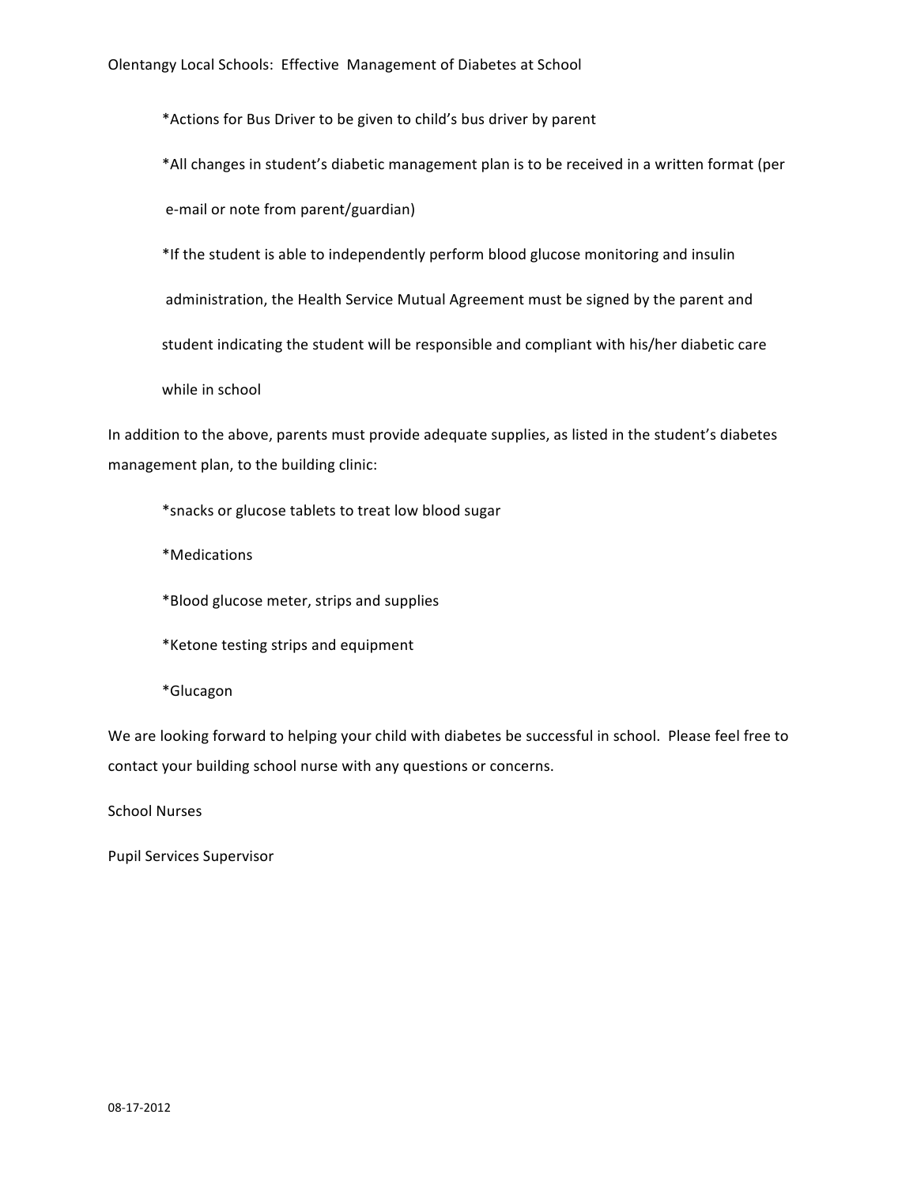*Actions for Bus Driver to be given to child's bus driver by parent

*All changes in student's diabetic management plan is to be received in a written format (per e-mail or note from parent/guardian)

*If the student is able to independently perform blood glucose monitoring and insulin administration, the Health Service Mutual Agreement must be signed by the parent and student indicating the student will be responsible and compliant with his/her diabetic care while in school

In addition to the above, parents must provide adequate supplies, as listed in the student's diabetes management plan, to the building clinic:

*snacks or glucose tablets to treat low blood sugar

*Medications

*Blood glucose meter, strips and supplies

*Ketone testing strips and equipment

*Glucagon

We are looking forward to helping your child with diabetes be successful in school. Please feel free to contact your building school nurse with any questions or concerns.

School Nurses

Pupil Services Supervisor

08-17-2012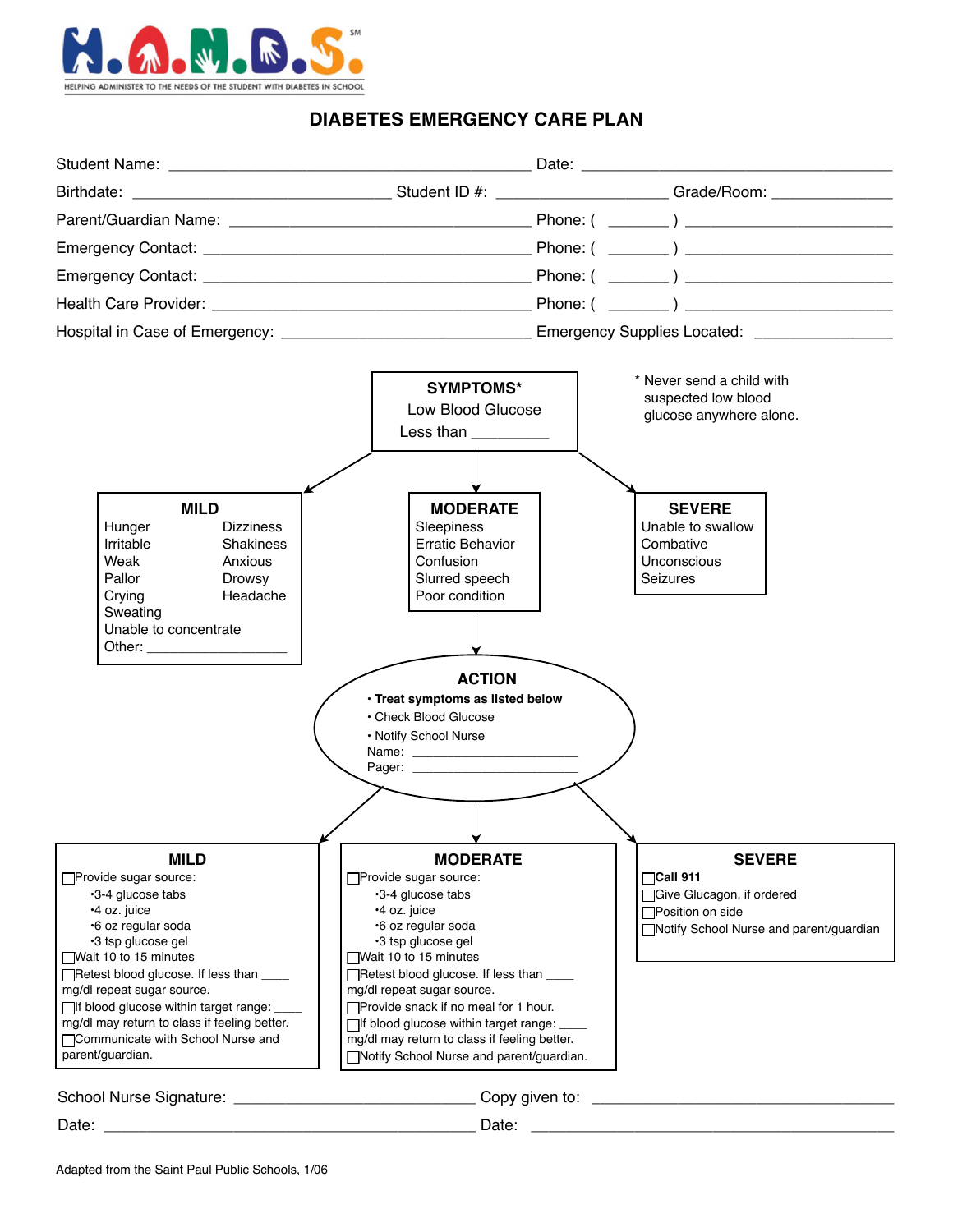**H.A.N.D.S.**[SM]

HELPING ADMINISTER TO THE NEEDS OF THE STUDENT WITH DIABETES IN SCHOOL

# DIABETES EMERGENCY CARE PLAN

Student Name: ____________________________________________ Date: ____________________________________

Birthdate: ______________________________ Student ID #: ____________________ Grade/Room: ______________

Parent/Guardian Name: ____________________________________ Phone: ( _______ ) ________________________

Emergency Contact: _______________________________________ Phone: ( _______ ) ________________________

Emergency Contact: _______________________________________ Phone: ( _______ ) ________________________

Health Care Provider: ______________________________________ Phone: ( _______ ) ________________________

Hospital in Case of Emergency: ____________________________ Emergency Supplies Located: ________________

## SYMPTOMS*

Low Blood Glucose

Less than _________

\* Never send a child with suspected low blood glucose anywhere alone.

### MILD

- Hunger
- Irritable
- Weak
- Pallor
- Crying
- Sweating
- Unable to concentrate
- Dizziness
- Shakiness
- Anxious
- Drowsy
- Headache
- Other: __________________

### MODERATE

- Sleepiness
- Erratic Behavior
- Confusion
- Slurred speech
- Poor condition

### SEVERE

- Unable to swallow
- Combative
- Unconscious
- Seizures

## ACTION

- **Treat symptoms as listed below**
- Check Blood Glucose
- Notify School Nurse

Name: ________________________

Pager: ________________________

### MILD

- [ ] Provide sugar source:
  - 3-4 glucose tabs
  - 4 oz. juice
  - 6 oz regular soda
  - 3 tsp glucose gel
- [ ] Wait 10 to 15 minutes
- [ ] Retest blood glucose. If less than ____ mg/dl repeat sugar source.
- [ ] If blood glucose within target range: ____ mg/dl may return to class if feeling better.
- [ ] Communicate with School Nurse and parent/guardian.

### MODERATE

- [ ] Provide sugar source:
  - 3-4 glucose tabs
  - 4 oz. juice
  - 6 oz regular soda
  - 3 tsp glucose gel
- [ ] Wait 10 to 15 minutes
- [ ] Retest blood glucose. If less than ____ mg/dl repeat sugar source.
- [ ] Provide snack if no meal for 1 hour.
- [ ] If blood glucose within target range: ____ mg/dl may return to class if feeling better.
- [ ] Notify School Nurse and parent/guardian.

### SEVERE

- [ ] **Call 911**
- [ ] Give Glucagon, if ordered
- [ ] Position on side
- [ ] Notify School Nurse and parent/guardian

School Nurse Signature: ______________________________ Copy given to: ______________________________

Date: ______________________________________________ Date: ______________________________________

Adapted from the Saint Paul Public Schools, 1/06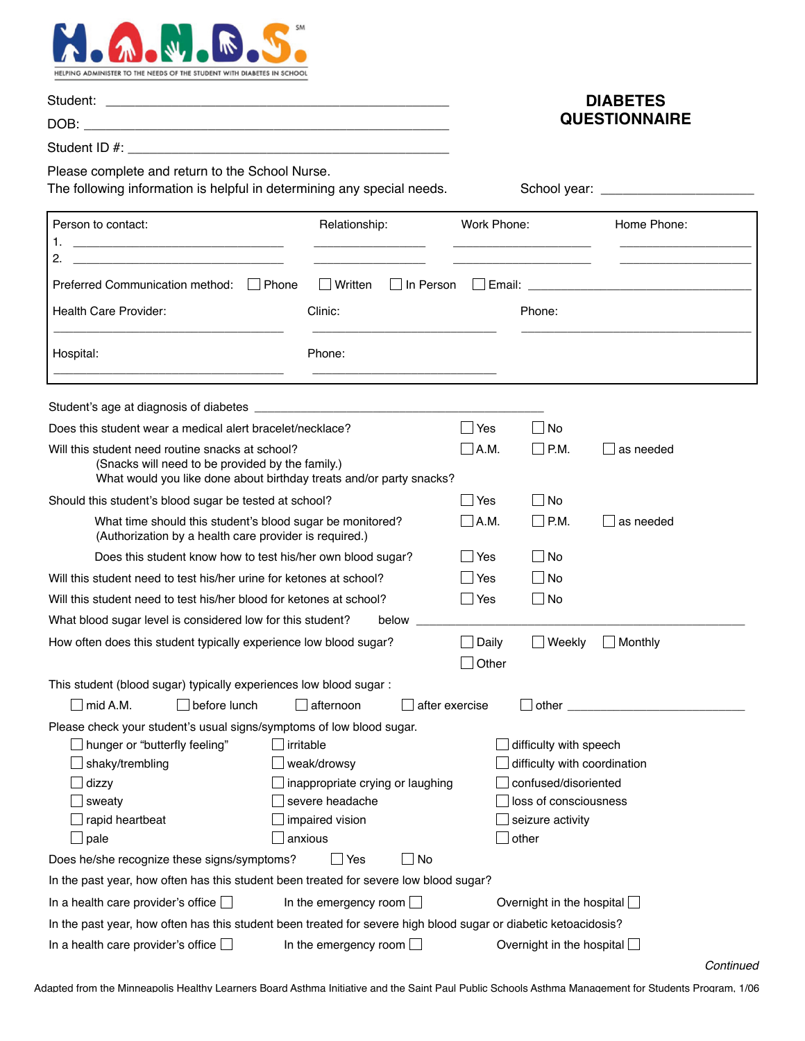# H.A.N.D.S.[SM]

HELPING ADMINISTER TO THE NEEDS OF THE STUDENT WITH DIABETES IN SCHOOL

## DIABETES QUESTIONNAIRE

Student: ______________________________________________

DOB: ______________________________________________

Student ID #: ______________________________________________

Please complete and return to the School Nurse.
The following information is helpful in determining any special needs.

School year: ____________________

| Person to contact: | Relationship: | Work Phone: | Home Phone: |
|---|---|---|---|
| 1. ______________________ | ______________ | ______________ | ______________ |
| 2. ______________________ | ______________ | ______________ | ______________ |

Preferred Communication method: ☐ Phone ☐ Written ☐ In Person ☐ Email: ____________________

Health Care Provider: ____________________ Clinic: ____________________ Phone: ____________________

Hospital: ____________________ Phone: ____________________

Student's age at diagnosis of diabetes ______________________________

Does this student wear a medical alert bracelet/necklace? ☐ Yes ☐ No

Will this student need routine snacks at school? ☐ A.M. ☐ P.M. ☐ as needed
(Snacks will need to be provided by the family.)
What would you like done about birthday treats and/or party snacks?

Should this student's blood sugar be tested at school? ☐ Yes ☐ No

What time should this student's blood sugar be monitored? ☐ A.M. ☐ P.M. ☐ as needed
(Authorization by a health care provider is required.)

Does this student know how to test his/her own blood sugar? ☐ Yes ☐ No

Will this student need to test his/her urine for ketones at school? ☐ Yes ☐ No

Will this student need to test his/her blood for ketones at school? ☐ Yes ☐ No

What blood sugar level is considered low for this student? below ______________________________

How often does this student typically experience low blood sugar? ☐ Daily ☐ Weekly ☐ Monthly ☐ Other

This student (blood sugar) typically experiences low blood sugar :

☐ mid A.M. ☐ before lunch ☐ afternoon ☐ after exercise ☐ other ____________________

Please check your student's usual signs/symptoms of low blood sugar.

| | | |
|---|---|---|
| ☐ hunger or "butterfly feeling" | ☐ irritable | ☐ difficulty with speech |
| ☐ shaky/trembling | ☐ weak/drowsy | ☐ difficulty with coordination |
| ☐ dizzy | ☐ inappropriate crying or laughing | ☐ confused/disoriented |
| ☐ sweaty | ☐ severe headache | ☐ loss of consciousness |
| ☐ rapid heartbeat | ☐ impaired vision | ☐ seizure activity |
| ☐ pale | ☐ anxious | ☐ other |

Does he/she recognize these signs/symptoms? ☐ Yes ☐ No

In the past year, how often has this student been treated for severe low blood sugar?

In a health care provider's office ☐ In the emergency room ☐ Overnight in the hospital ☐

In the past year, how often has this student been treated for severe high blood sugar or diabetic ketoacidosis?

In a health care provider's office ☐ In the emergency room ☐ Overnight in the hospital ☐

*Continued*

Adapted from the Minneapolis Healthy Learners Board Asthma Initiative and the Saint Paul Public Schools Asthma Management for Students Program, 1/06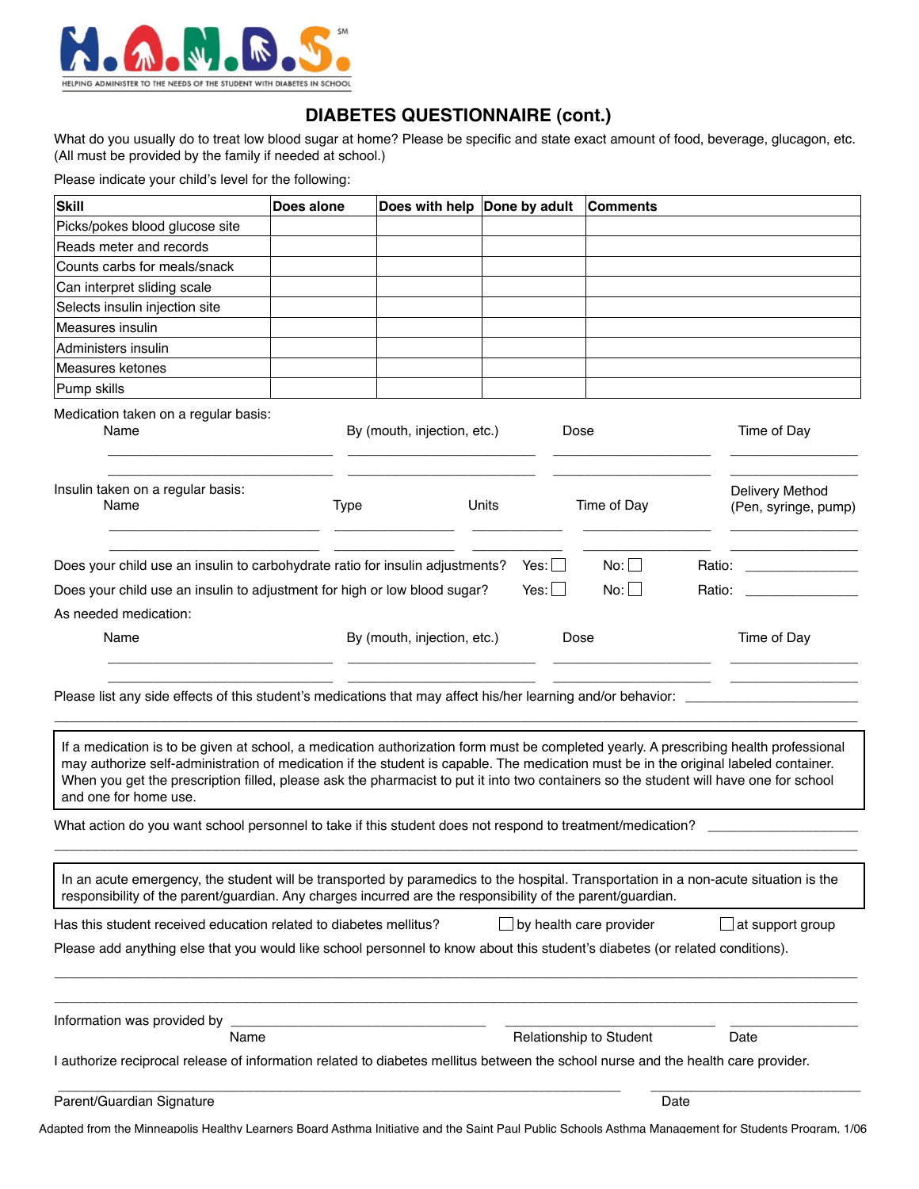H.A.N.D.S.[SM]

HELPING ADMINISTER TO THE NEEDS OF THE STUDENT WITH DIABETES IN SCHOOL

# DIABETES QUESTIONNAIRE (cont.)

What do you usually do to treat low blood sugar at home? Please be specific and state exact amount of food, beverage, glucagon, etc. (All must be provided by the family if needed at school.)

Please indicate your child's level for the following:

| Skill | Does alone | Does with help | Done by adult | Comments |
|---|---|---|---|---|
| Picks/pokes blood glucose site | | | | |
| Reads meter and records | | | | |
| Counts carbs for meals/snack | | | | |
| Can interpret sliding scale | | | | |
| Selects insulin injection site | | | | |
| Measures insulin | | | | |
| Administers insulin | | | | |
| Measures ketones | | | | |
| Pump skills | | | | |

Medication taken on a regular basis:

| Name | By (mouth, injection, etc.) | Dose | Time of Day |
|---|---|---|---|
| | | | |
| | | | |

Insulin taken on a regular basis:

| Name | Type | Units | Time of Day | Delivery Method (Pen, syringe, pump) |
|---|---|---|---|---|
| | | | | |
| | | | | |

Does your child use an insulin to carbohydrate ratio for insulin adjustments? Yes: ☐ No: ☐ Ratio: ______________

Does your child use an insulin to adjustment for high or low blood sugar? Yes: ☐ No: ☐ Ratio: ______________

As needed medication:

| Name | By (mouth, injection, etc.) | Dose | Time of Day |
|---|---|---|---|
| | | | |
| | | | |

Please list any side effects of this student's medications that may affect his/her learning and/or behavior: ______________________

_______________________________________________________________________________

> If a medication is to be given at school, a medication authorization form must be completed yearly. A prescribing health professional may authorize self-administration of medication if the student is capable. The medication must be in the original labeled container. When you get the prescription filled, please ask the pharmacist to put it into two containers so the student will have one for school and one for home use.

What action do you want school personnel to take if this student does not respond to treatment/medication? ___________________

_______________________________________________________________________________

> In an acute emergency, the student will be transported by paramedics to the hospital. Transportation in a non-acute situation is the responsibility of the parent/guardian. Any charges incurred are the responsibility of the parent/guardian.

Has this student received education related to diabetes mellitus? ☐ by health care provider ☐ at support group

Please add anything else that you would like school personnel to know about this student's diabetes (or related conditions).

_______________________________________________________________________________

_______________________________________________________________________________

Information was provided by ______________________________ ________________________ ______________
Name Relationship to Student Date

I authorize reciprocal release of information related to diabetes mellitus between the school nurse and the health care provider.

_______________________________________________________________ ________________________
Parent/Guardian Signature Date

Adapted from the Minneapolis Healthy Learners Board Asthma Initiative and the Saint Paul Public Schools Asthma Management for Students Program, 1/06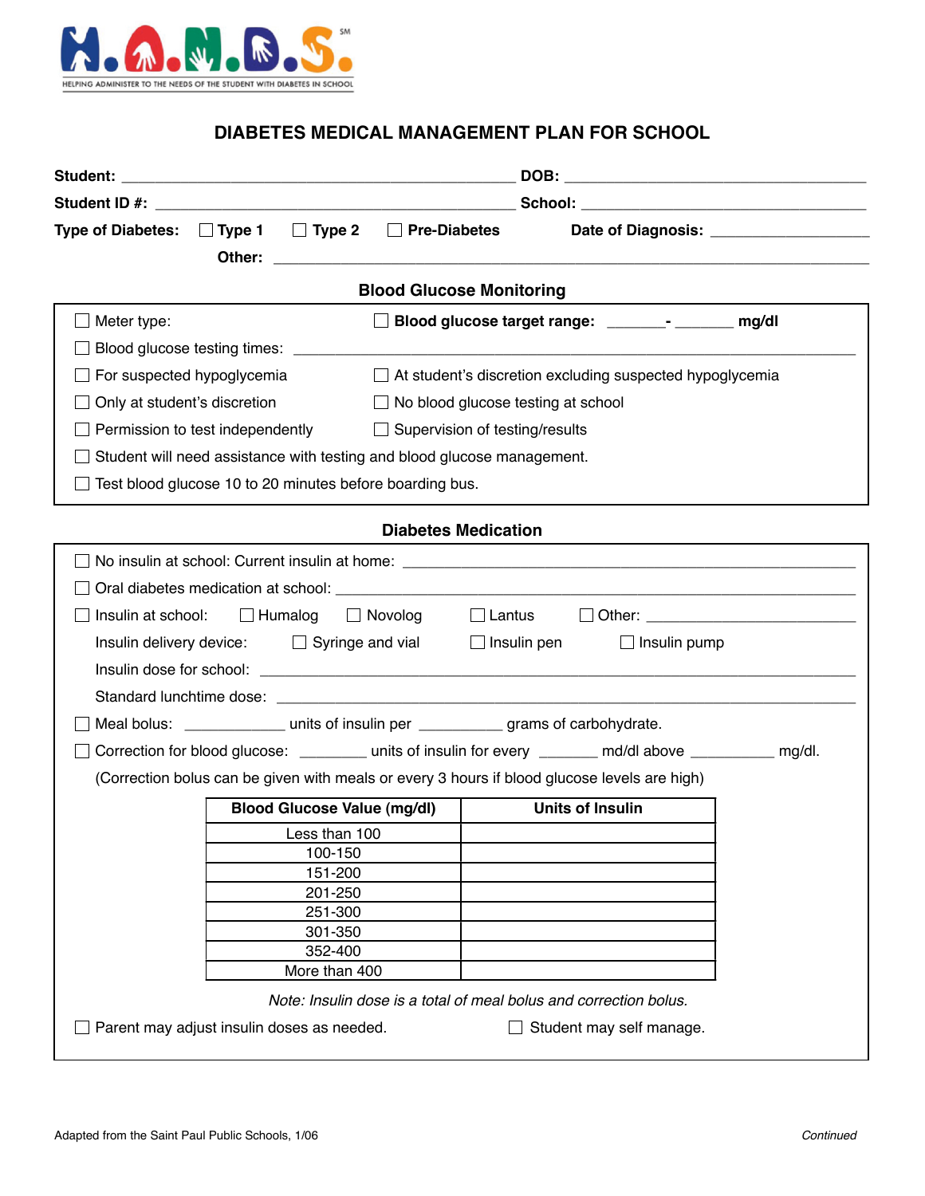H.A.N.D.S.[SM]

HELPING ADMINISTER TO THE NEEDS OF THE STUDENT WITH DIABETES IN SCHOOL

# DIABETES MEDICAL MANAGEMENT PLAN FOR SCHOOL

**Student:** ______________________________ **DOB:** ______________________

**Student ID #:** ____________________________ **School:** ______________________

**Type of Diabetes:** ☐ **Type 1** ☐ **Type 2** ☐ **Pre-Diabetes** **Date of Diagnosis:** ____________

**Other:** ______________________________________________

## Blood Glucose Monitoring

☐ Meter type: ☐ **Blood glucose target range:** _______**-** _______ **mg/dl**

☐ Blood glucose testing times: ______________________________________________

☐ For suspected hypoglycemia ☐ At student's discretion excluding suspected hypoglycemia

☐ Only at student's discretion ☐ No blood glucose testing at school

☐ Permission to test independently ☐ Supervision of testing/results

☐ Student will need assistance with testing and blood glucose management.

☐ Test blood glucose 10 to 20 minutes before boarding bus.

## Diabetes Medication

☐ No insulin at school: Current insulin at home: ______________________________

☐ Oral diabetes medication at school: ______________________________

☐ Insulin at school: ☐ Humalog ☐ Novolog ☐ Lantus ☐ Other: ______________

Insulin delivery device: ☐ Syringe and vial ☐ Insulin pen ☐ Insulin pump

Insulin dose for school: ______________________________________________

Standard lunchtime dose: ______________________________________________

☐ Meal bolus: ____________ units of insulin per __________ grams of carbohydrate.

☐ Correction for blood glucose: ________ units of insulin for every _______ md/dl above __________ mg/dl.

(Correction bolus can be given with meals or every 3 hours if blood glucose levels are high)

| Blood Glucose Value (mg/dl) | Units of Insulin |
|---|---|
| Less than 100 | |
| 100-150 | |
| 151-200 | |
| 201-250 | |
| 251-300 | |
| 301-350 | |
| 352-400 | |
| More than 400 | |

*Note: Insulin dose is a total of meal bolus and correction bolus.*

☐ Parent may adjust insulin doses as needed. ☐ Student may self manage.

Adapted from the Saint Paul Public Schools, 1/06

*Continued*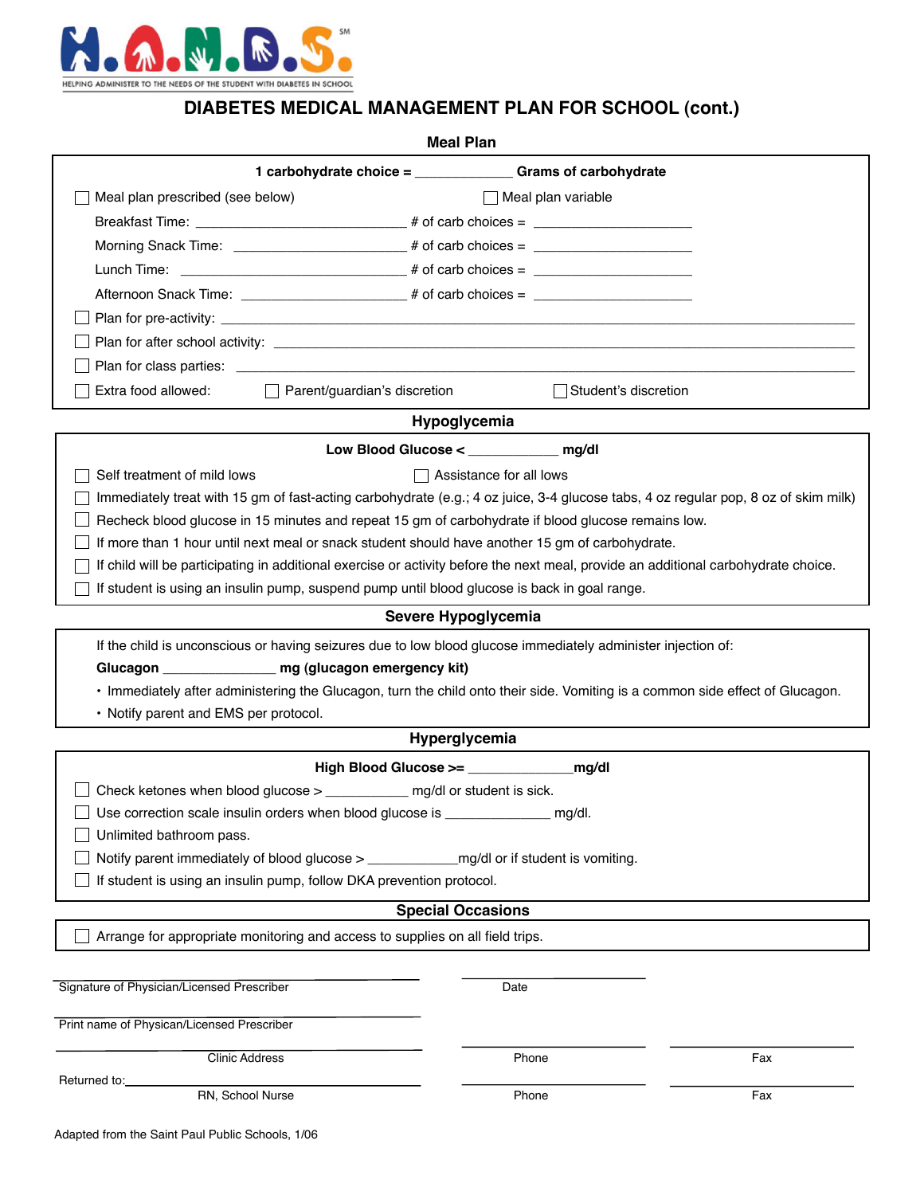H.A.N.D.S.[SM]

HELPING ADMINISTER TO THE NEEDS OF THE STUDENT WITH DIABETES IN SCHOOL

# DIABETES MEDICAL MANAGEMENT PLAN FOR SCHOOL (cont.)

## Meal Plan

**1 carbohydrate choice = _____________ Grams of carbohydrate**

☐ Meal plan prescribed (see below) ☐ Meal plan variable

Breakfast Time: ____________________________ # of carb choices = ____________________

Morning Snack Time: ______________________ # of carb choices = ____________________

Lunch Time: ______________________________ # of carb choices = ____________________

Afternoon Snack Time: _____________________ # of carb choices = ____________________

☐ Plan for pre-activity: ____________________________________________________________

☐ Plan for after school activity: _____________________________________________________

☐ Plan for class parties: ___________________________________________________________

☐ Extra food allowed: ☐ Parent/guardian's discretion ☐ Student's discretion

## Hypoglycemia

**Low Blood Glucose < ____________ mg/dl**

☐ Self treatment of mild lows ☐ Assistance for all lows

☐ Immediately treat with 15 gm of fast-acting carbohydrate (e.g.; 4 oz juice, 3-4 glucose tabs, 4 oz regular pop, 8 oz of skim milk)

☐ Recheck blood glucose in 15 minutes and repeat 15 gm of carbohydrate if blood glucose remains low.

☐ If more than 1 hour until next meal or snack student should have another 15 gm of carbohydrate.

☐ If child will be participating in additional exercise or activity before the next meal, provide an additional carbohydrate choice.

☐ If student is using an insulin pump, suspend pump until blood glucose is back in goal range.

## Severe Hypoglycemia

If the child is unconscious or having seizures due to low blood glucose immediately administer injection of:

**Glucagon _______________ mg (glucagon emergency kit)**

- Immediately after administering the Glucagon, turn the child onto their side. Vomiting is a common side effect of Glucagon.
- Notify parent and EMS per protocol.

## Hyperglycemia

**High Blood Glucose >= _____________mg/dl**

☐ Check ketones when blood glucose > ___________ mg/dl or student is sick.

☐ Use correction scale insulin orders when blood glucose is ______________ mg/dl.

☐ Unlimited bathroom pass.

☐ Notify parent immediately of blood glucose > ____________mg/dl or if student is vomiting.

☐ If student is using an insulin pump, follow DKA prevention protocol.

## Special Occasions

☐ Arrange for appropriate monitoring and access to supplies on all field trips.

______________________________________ ____________________

Signature of Physician/Licensed Prescriber Date

______________________________________

Print name of Physican/Licensed Prescriber

______________________________________ ____________________ ____________________

Clinic Address Phone Fax

Returned to: ______________________________ ____________________ ____________________

RN, School Nurse Phone Fax

Adapted from the Saint Paul Public Schools, 1/06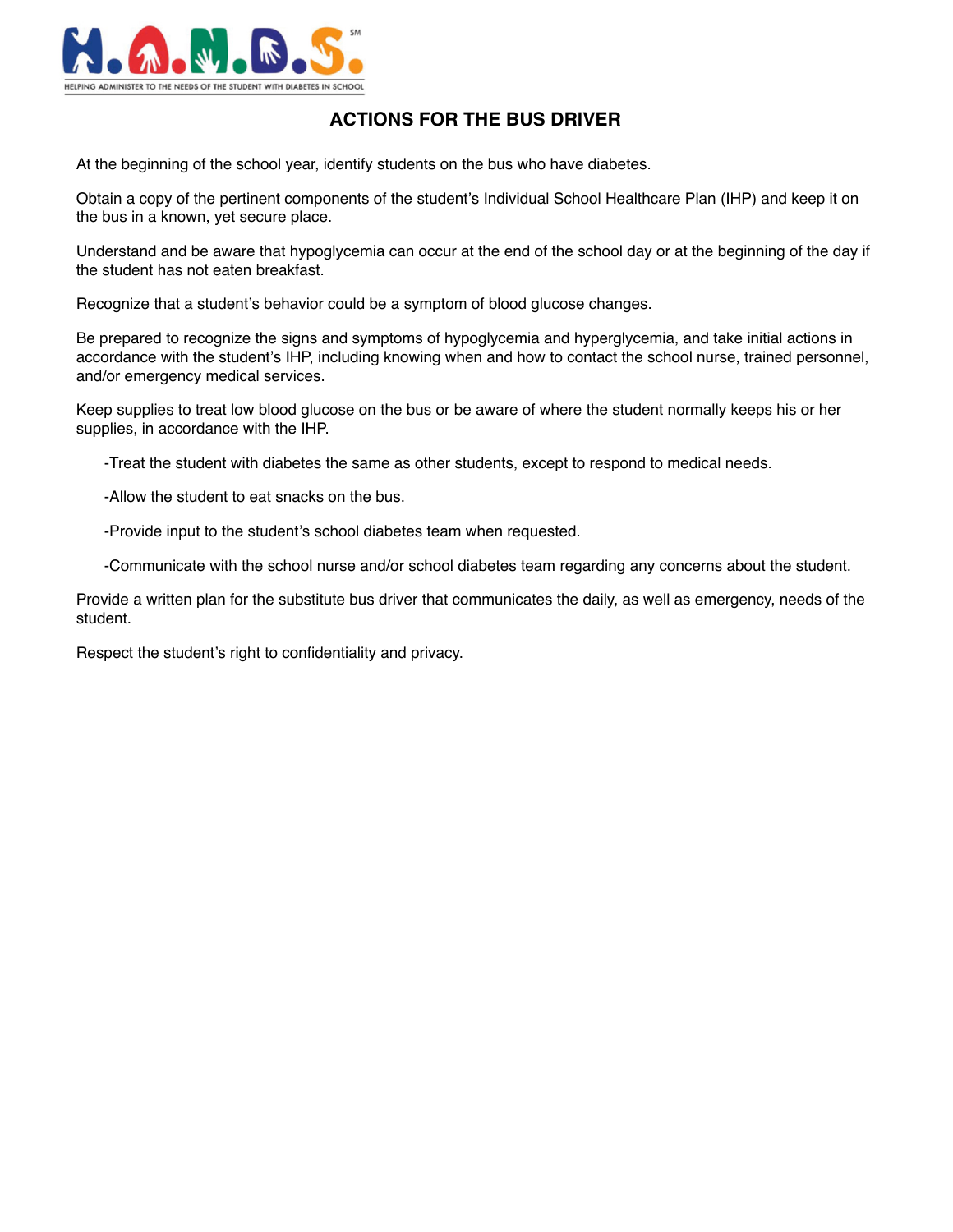HELPING ADMINISTER TO THE NEEDS OF THE STUDENT WITH DIABETES IN SCHOOL

# ACTIONS FOR THE BUS DRIVER

At the beginning of the school year, identify students on the bus who have diabetes.

Obtain a copy of the pertinent components of the student's Individual School Healthcare Plan (IHP) and keep it on the bus in a known, yet secure place.

Understand and be aware that hypoglycemia can occur at the end of the school day or at the beginning of the day if the student has not eaten breakfast.

Recognize that a student's behavior could be a symptom of blood glucose changes.

Be prepared to recognize the signs and symptoms of hypoglycemia and hyperglycemia, and take initial actions in accordance with the student's IHP, including knowing when and how to contact the school nurse, trained personnel, and/or emergency medical services.

Keep supplies to treat low blood glucose on the bus or be aware of where the student normally keeps his or her supplies, in accordance with the IHP.

- Treat the student with diabetes the same as other students, except to respond to medical needs.
- Allow the student to eat snacks on the bus.
- Provide input to the student's school diabetes team when requested.
- Communicate with the school nurse and/or school diabetes team regarding any concerns about the student.

Provide a written plan for the substitute bus driver that communicates the daily, as well as emergency, needs of the student.

Respect the student's right to confidentiality and privacy.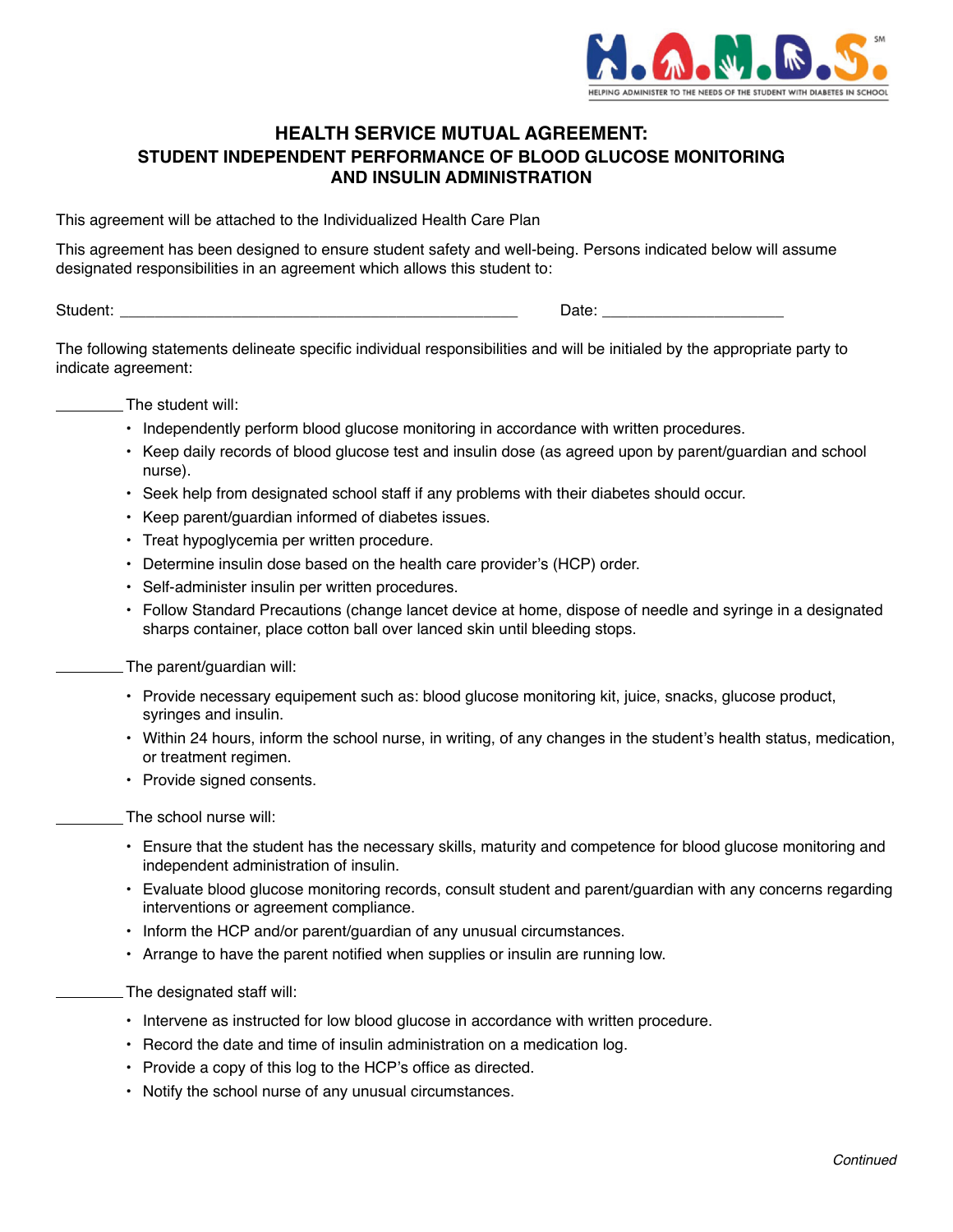H.A.N.D.S.[SM]

HELPING ADMINISTER TO THE NEEDS OF THE STUDENT WITH DIABETES IN SCHOOL

## HEALTH SERVICE MUTUAL AGREEMENT:
## STUDENT INDEPENDENT PERFORMANCE OF BLOOD GLUCOSE MONITORING AND INSULIN ADMINISTRATION

This agreement will be attached to the Individualized Health Care Plan

This agreement has been designed to ensure student safety and well-being. Persons indicated below will assume designated responsibilities in an agreement which allows this student to:

Student: _______________________________________________ Date: ____________________

The following statements delineate specific individual responsibilities and will be initialized by the appropriate party to indicate agreement:

________ The student will:

- Independently perform blood glucose monitoring in accordance with written procedures.
- Keep daily records of blood glucose test and insulin dose (as agreed upon by parent/guardian and school nurse).
- Seek help from designated school staff if any problems with their diabetes should occur.
- Keep parent/guardian informed of diabetes issues.
- Treat hypoglycemia per written procedure.
- Determine insulin dose based on the health care provider's (HCP) order.
- Self-administer insulin per written procedures.
- Follow Standard Precautions (change lancet device at home, dispose of needle and syringe in a designated sharps container, place cotton ball over lanced skin until bleeding stops.

________ The parent/guardian will:

- Provide necessary equipement such as: blood glucose monitoring kit, juice, snacks, glucose product, syringes and insulin.
- Within 24 hours, inform the school nurse, in writing, of any changes in the student's health status, medication, or treatment regimen.
- Provide signed consents.

________ The school nurse will:

- Ensure that the student has the necessary skills, maturity and competence for blood glucose monitoring and independent administration of insulin.
- Evaluate blood glucose monitoring records, consult student and parent/guardian with any concerns regarding interventions or agreement compliance.
- Inform the HCP and/or parent/guardian of any unusual circumstances.
- Arrange to have the parent notified when supplies or insulin are running low.

________ The designated staff will:

- Intervene as instructed for low blood glucose in accordance with written procedure.
- Record the date and time of insulin administration on a medication log.
- Provide a copy of this log to the HCP's office as directed.
- Notify the school nurse of any unusual circumstances.

*Continued*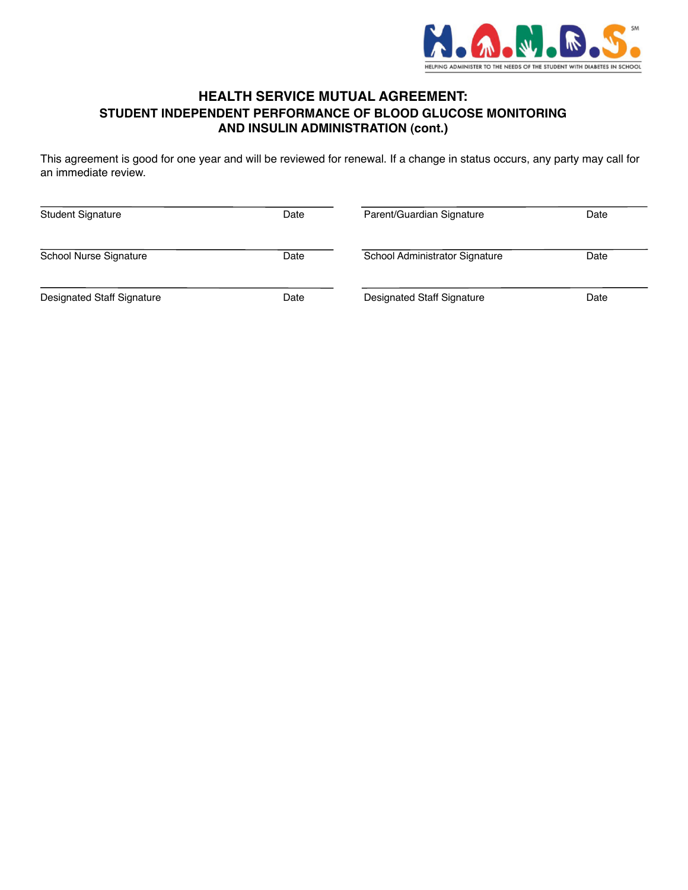## HEALTH SERVICE MUTUAL AGREEMENT:

### STUDENT INDEPENDENT PERFORMANCE OF BLOOD GLUCOSE MONITORING AND INSULIN ADMINISTRATION (cont.)

This agreement is good for one year and will be reviewed for renewal. If a change in status occurs, any party may call for an immediate review.

| | | | |
|---|---|---|---|
| Student Signature | Date | Parent/Guardian Signature | Date |
| School Nurse Signature | Date | School Administrator Signature | Date |
| Designated Staff Signature | Date | Designated Staff Signature | Date |